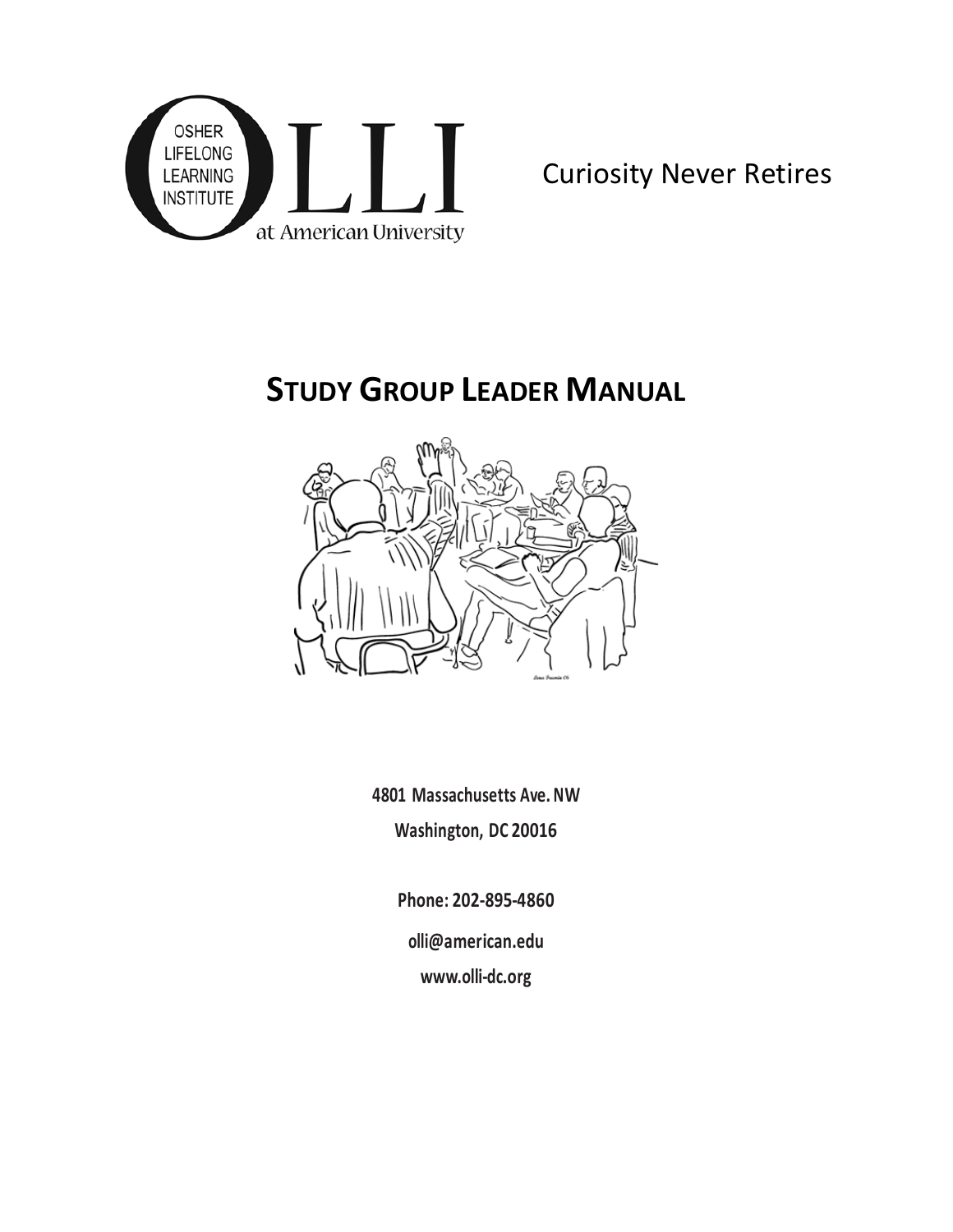OSHER LIFELONG LEARNING INSTITUTE

OLLI at American University

Curiosity Never Retires

# STUDY GROUP LEADER MANUAL

**4801 Massachusetts Ave. NW**

**Washington, DC 20016**

**Phone: 202-895-4860**

**olli@american.edu**

**www.olli-dc.org**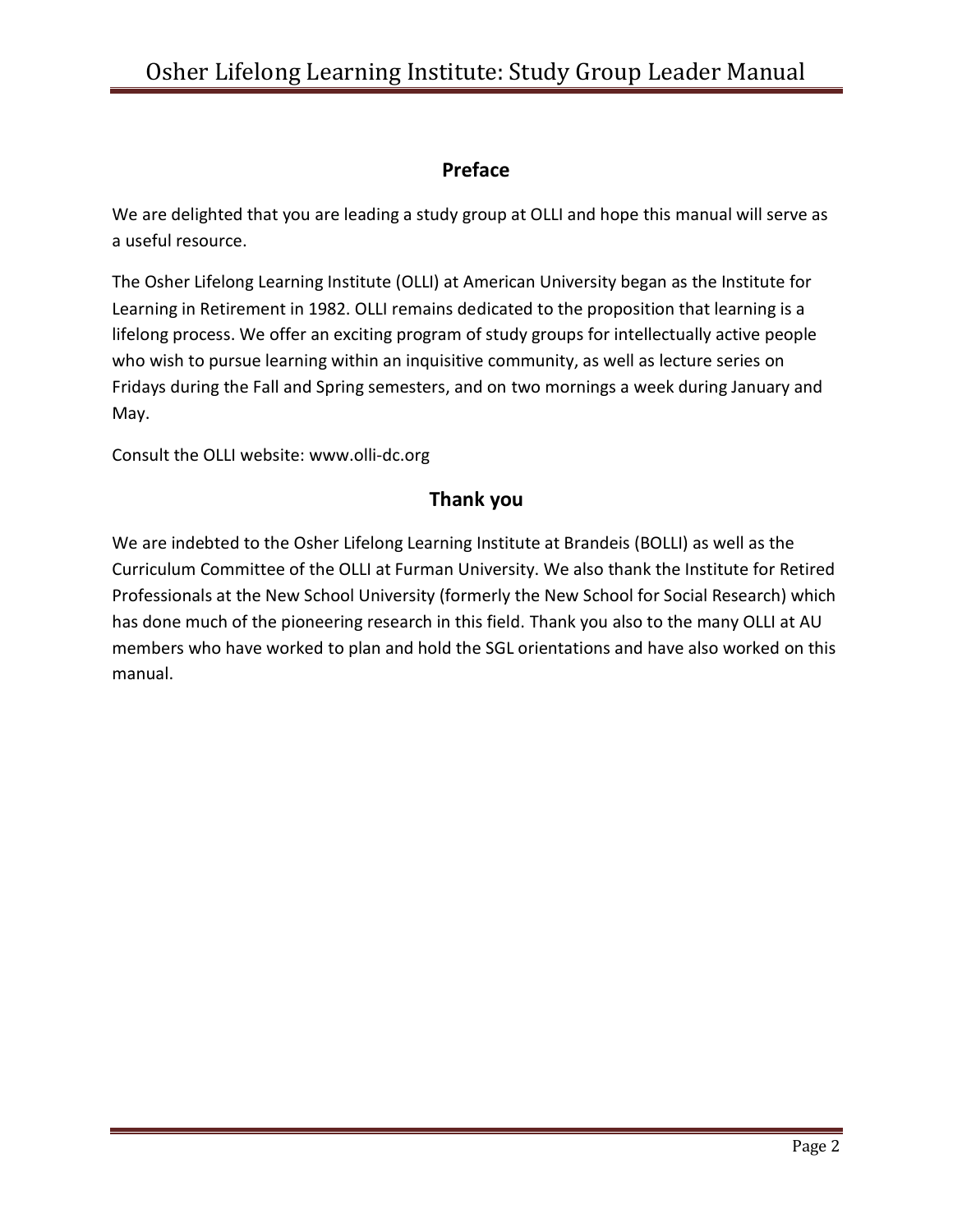## Preface

We are delighted that you are leading a study group at OLLI and hope this manual will serve as a useful resource.

The Osher Lifelong Learning Institute (OLLI) at American University began as the Institute for Learning in Retirement in 1982. OLLI remains dedicated to the proposition that learning is a lifelong process. We offer an exciting program of study groups for intellectually active people who wish to pursue learning within an inquisitive community, as well as lecture series on Fridays during the Fall and Spring semesters, and on two mornings a week during January and May.

Consult the OLLI website: www.olli-dc.org

## Thank you

We are indebted to the Osher Lifelong Learning Institute at Brandeis (BOLLI) as well as the Curriculum Committee of the OLLI at Furman University. We also thank the Institute for Retired Professionals at the New School University (formerly the New School for Social Research) which has done much of the pioneering research in this field. Thank you also to the many OLLI at AU members who have worked to plan and hold the SGL orientations and have also worked on this manual.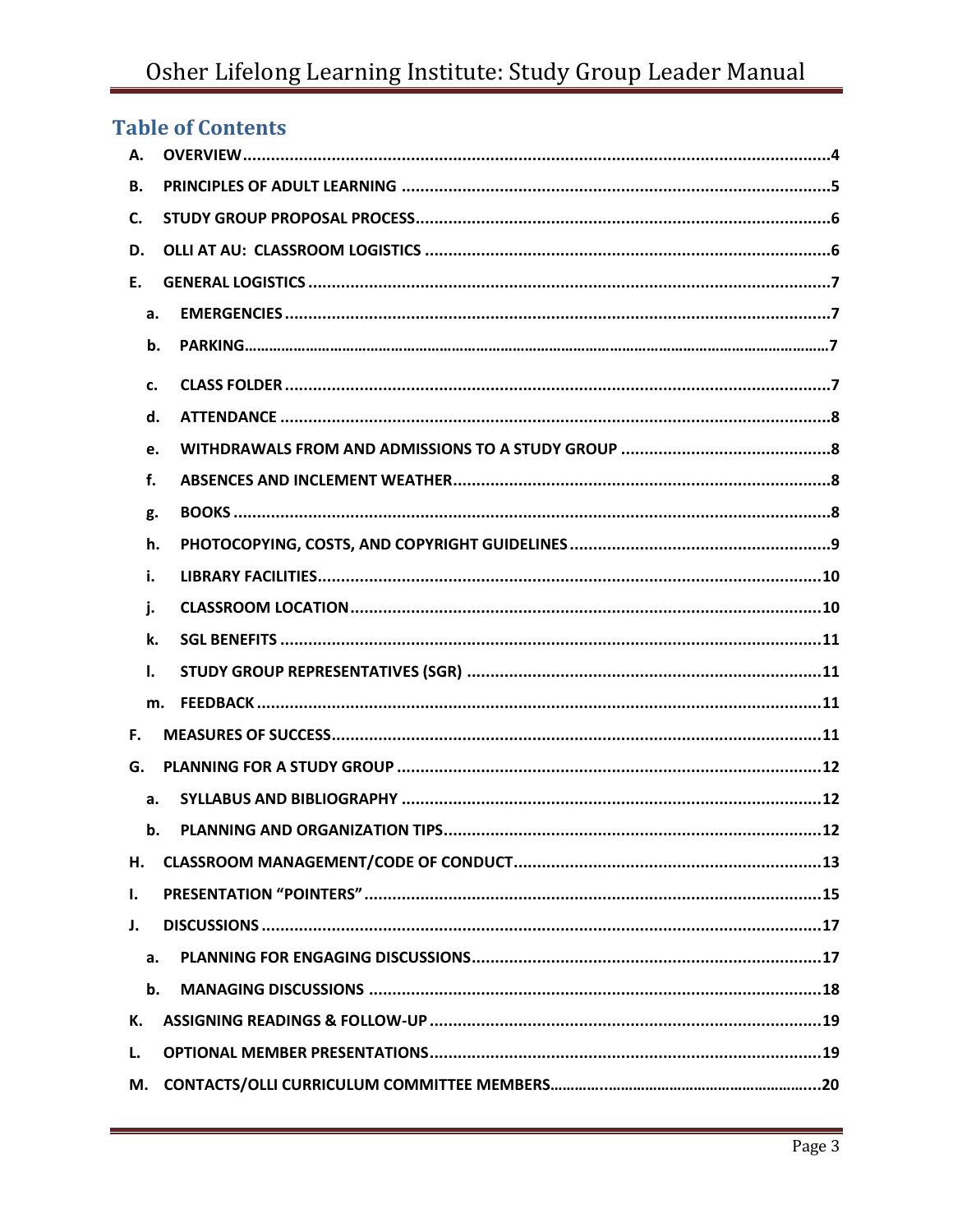## Table of Contents

- A. OVERVIEW .....4
- B. PRINCIPLES OF ADULT LEARNING .....5
- C. STUDY GROUP PROPOSAL PROCESS .....6
- D. OLLI AT AU: CLASSROOM LOGISTICS .....6
- E. GENERAL LOGISTICS .....7
  - a. EMERGENCIES .....7
  - b. PARKING .....7
  - c. CLASS FOLDER .....7
  - d. ATTENDANCE .....8
  - e. WITHDRAWALS FROM AND ADMISSIONS TO A STUDY GROUP .....8
  - f. ABSENCES AND INCLEMENT WEATHER .....8
  - g. BOOKS .....8
  - h. PHOTOCOPYING, COSTS, AND COPYRIGHT GUIDELINES .....9
  - i. LIBRARY FACILITIES .....10
  - j. CLASSROOM LOCATION .....10
  - k. SGL BENEFITS .....11
  - l. STUDY GROUP REPRESENTATIVES (SGR) .....11
  - m. FEEDBACK .....11
- F. MEASURES OF SUCCESS .....11
- G. PLANNING FOR A STUDY GROUP .....12
  - a. SYLLABUS AND BIBLIOGRAPHY .....12
  - b. PLANNING AND ORGANIZATION TIPS .....12
- H. CLASSROOM MANAGEMENT/CODE OF CONDUCT .....13
- I. PRESENTATION "POINTERS" .....15
- J. DISCUSSIONS .....17
  - a. PLANNING FOR ENGAGING DISCUSSIONS .....17
  - b. MANAGING DISCUSSIONS .....18
- K. ASSIGNING READINGS & FOLLOW-UP .....19
- L. OPTIONAL MEMBER PRESENTATIONS .....19
- M. CONTACTS/OLLI CURRICULUM COMMITTEE MEMBERS .....20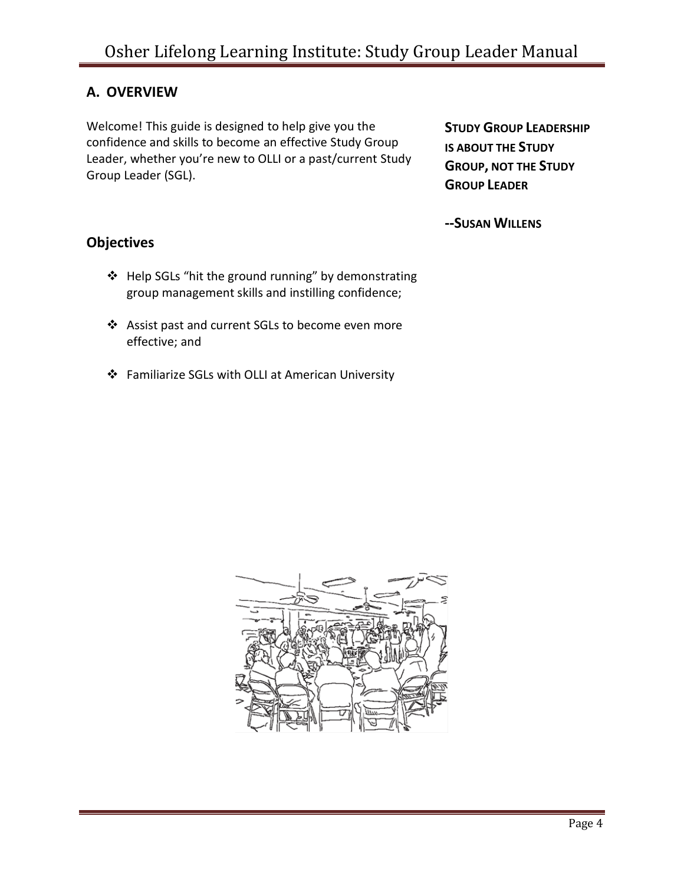## A. OVERVIEW

Welcome! This guide is designed to help give you the confidence and skills to become an effective Study Group Leader, whether you're new to OLLI or a past/current Study Group Leader (SGL).

**STUDY GROUP LEADERSHIP IS ABOUT THE STUDY GROUP, NOT THE STUDY GROUP LEADER**

**--SUSAN WILLENS**

### Objectives

- Help SGLs "hit the ground running" by demonstrating group management skills and instilling confidence;
- Assist past and current SGLs to become even more effective; and
- Familiarize SGLs with OLLI at American University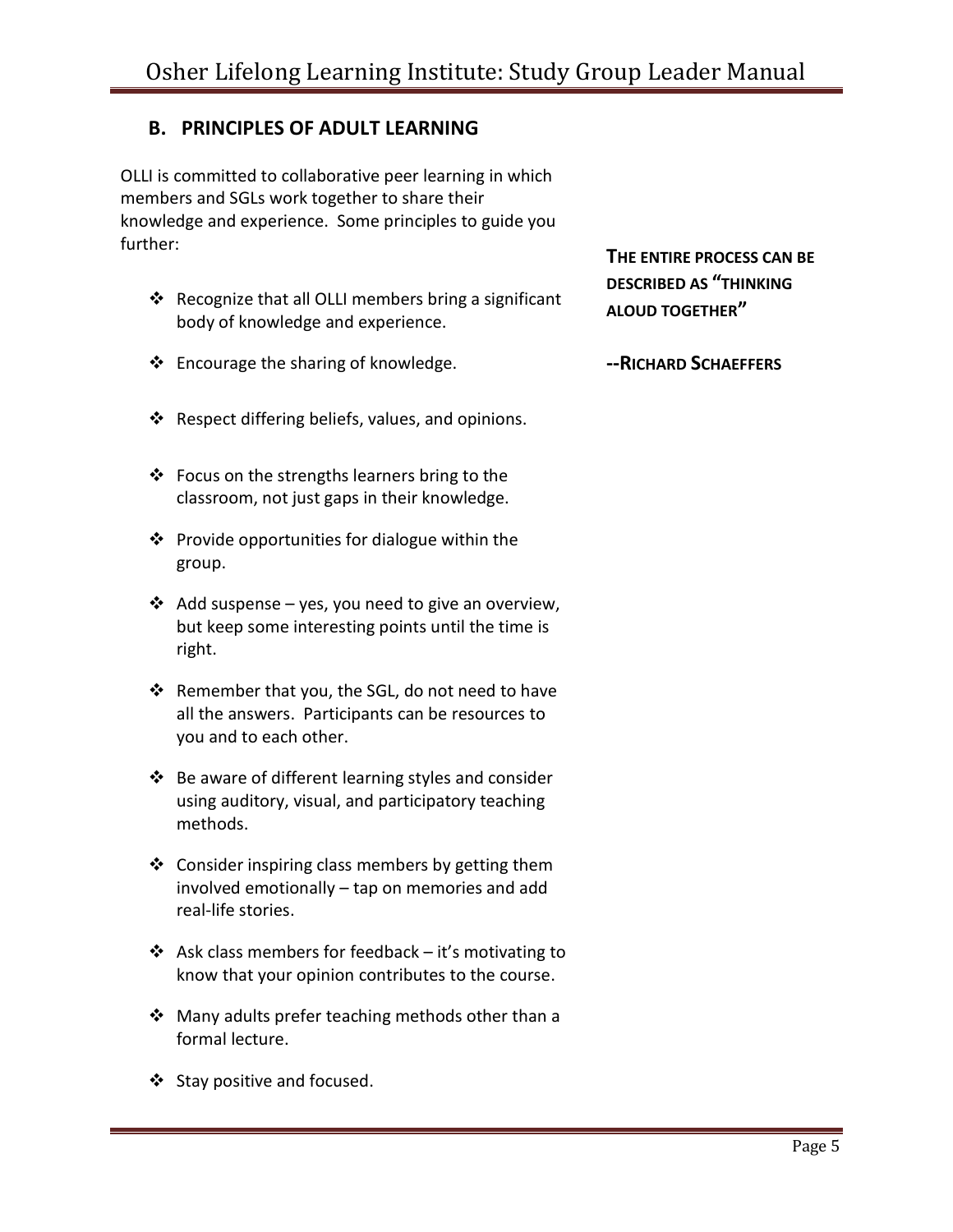## B. PRINCIPLES OF ADULT LEARNING

OLLI is committed to collaborative peer learning in which members and SGLs work together to share their knowledge and experience. Some principles to guide you further:

> **THE ENTIRE PROCESS CAN BE DESCRIBED AS "THINKING ALOUD TOGETHER"**
>
> **--RICHARD SCHAEFFERS**

- Recognize that all OLLI members bring a significant body of knowledge and experience.
- Encourage the sharing of knowledge.
- Respect differing beliefs, values, and opinions.
- Focus on the strengths learners bring to the classroom, not just gaps in their knowledge.
- Provide opportunities for dialogue within the group.
- Add suspense – yes, you need to give an overview, but keep some interesting points until the time is right.
- Remember that you, the SGL, do not need to have all the answers. Participants can be resources to you and to each other.
- Be aware of different learning styles and consider using auditory, visual, and participatory teaching methods.
- Consider inspiring class members by getting them involved emotionally – tap on memories and add real-life stories.
- Ask class members for feedback – it's motivating to know that your opinion contributes to the course.
- Many adults prefer teaching methods other than a formal lecture.
- Stay positive and focused.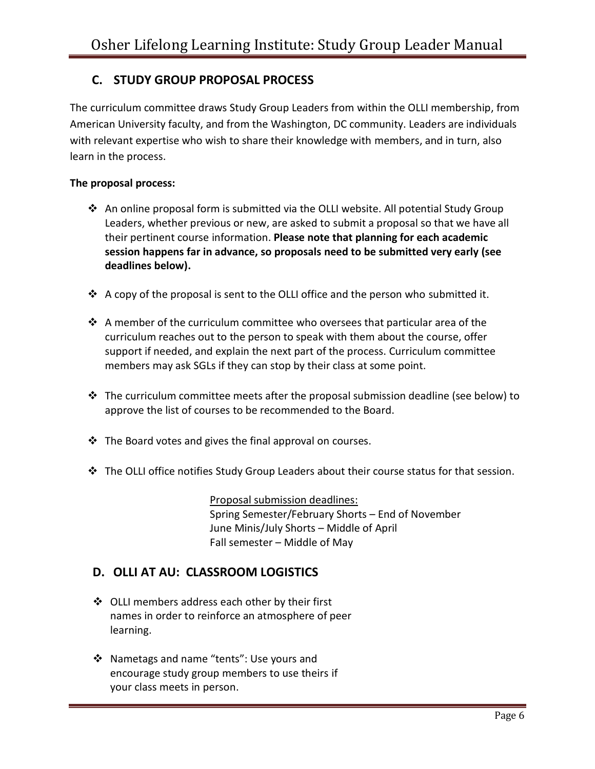## C. STUDY GROUP PROPOSAL PROCESS

The curriculum committee draws Study Group Leaders from within the OLLI membership, from American University faculty, and from the Washington, DC community. Leaders are individuals with relevant expertise who wish to share their knowledge with members, and in turn, also learn in the process.

**The proposal process:**

- An online proposal form is submitted via the OLLI website. All potential Study Group Leaders, whether previous or new, are asked to submit a proposal so that we have all their pertinent course information. **Please note that planning for each academic session happens far in advance, so proposals need to be submitted very early (see deadlines below).**
- A copy of the proposal is sent to the OLLI office and the person who submitted it.
- A member of the curriculum committee who oversees that particular area of the curriculum reaches out to the person to speak with them about the course, offer support if needed, and explain the next part of the process. Curriculum committee members may ask SGLs if they can stop by their class at some point.
- The curriculum committee meets after the proposal submission deadline (see below) to approve the list of courses to be recommended to the Board.
- The Board votes and gives the final approval on courses.
- The OLLI office notifies Study Group Leaders about their course status for that session.

Proposal submission deadlines:
Spring Semester/February Shorts – End of November
June Minis/July Shorts – Middle of April
Fall semester – Middle of May

## D. OLLI AT AU: CLASSROOM LOGISTICS

- OLLI members address each other by their first names in order to reinforce an atmosphere of peer learning.
- Nametags and name "tents": Use yours and encourage study group members to use theirs if your class meets in person.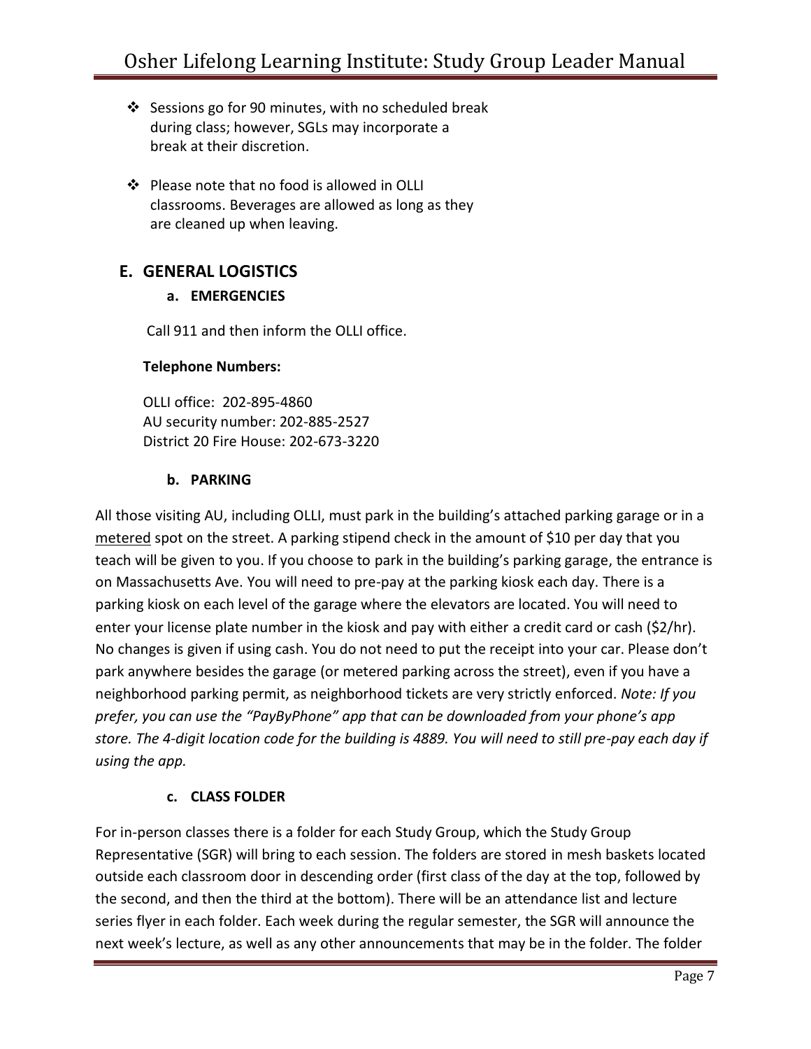- Sessions go for 90 minutes, with no scheduled break during class; however, SGLs may incorporate a break at their discretion.

- Please note that no food is allowed in OLLI classrooms. Beverages are allowed as long as they are cleaned up when leaving.

## E. GENERAL LOGISTICS

### a. EMERGENCIES

Call 911 and then inform the OLLI office.

**Telephone Numbers:**

OLLI office: 202-895-4860
AU security number: 202-885-2527
District 20 Fire House: 202-673-3220

### b. PARKING

All those visiting AU, including OLLI, must park in the building's attached parking garage or in a <u>metered</u> spot on the street. A parking stipend check in the amount of $10 per day that you teach will be given to you. If you choose to park in the building's parking garage, the entrance is on Massachusetts Ave. You will need to pre-pay at the parking kiosk each day. There is a parking kiosk on each level of the garage where the elevators are located. You will need to enter your license plate number in the kiosk and pay with either a credit card or cash ($2/hr). No changes is given if using cash. You do not need to put the receipt into your car. Please don't park anywhere besides the garage (or metered parking across the street), even if you have a neighborhood parking permit, as neighborhood tickets are very strictly enforced. *Note: If you prefer, you can use the "PayByPhone" app that can be downloaded from your phone's app store. The 4-digit location code for the building is 4889. You will need to still pre-pay each day if using the app.*

### c. CLASS FOLDER

For in-person classes there is a folder for each Study Group, which the Study Group Representative (SGR) will bring to each session. The folders are stored in mesh baskets located outside each classroom door in descending order (first class of the day at the top, followed by the second, and then the third at the bottom). There will be an attendance list and lecture series flyer in each folder. Each week during the regular semester, the SGR will announce the next week's lecture, as well as any other announcements that may be in the folder. The folder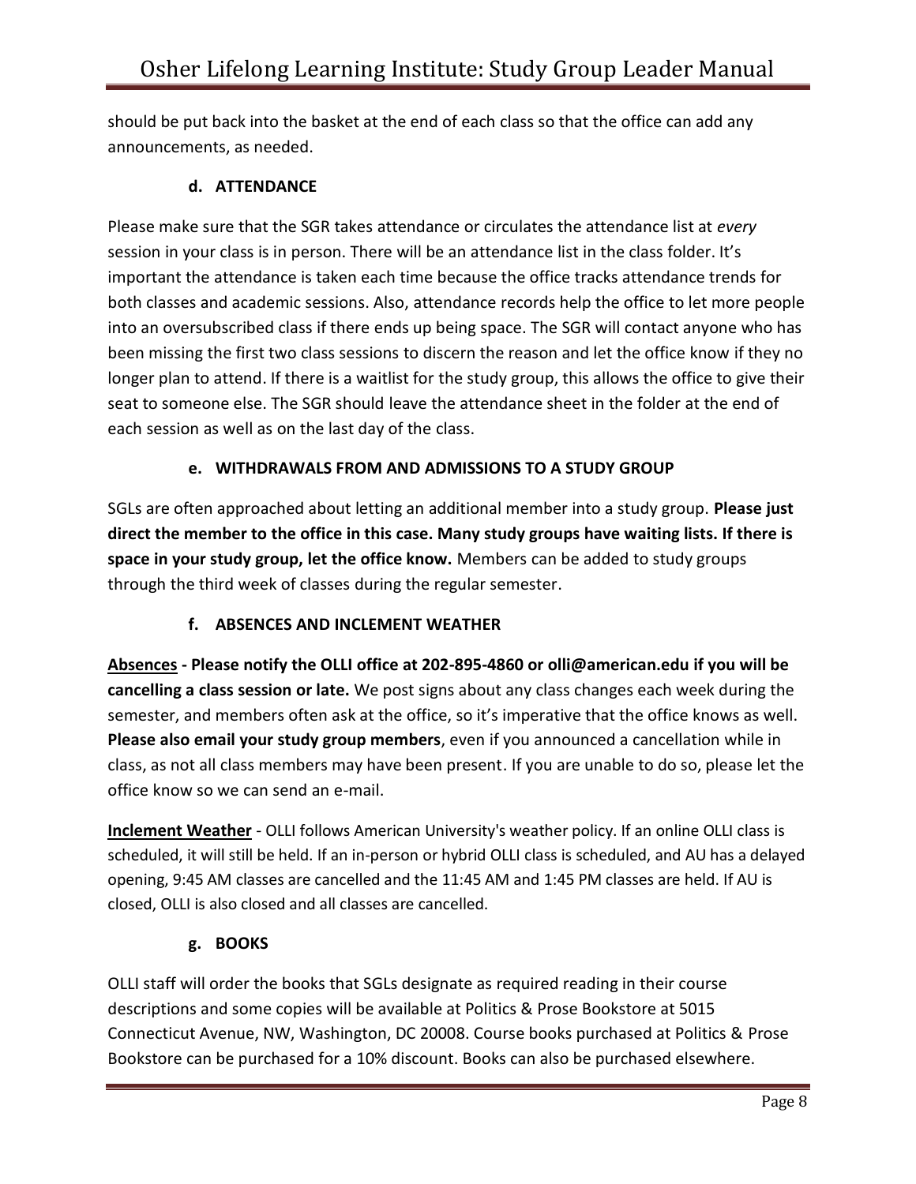should be put back into the basket at the end of each class so that the office can add any announcements, as needed.

### d. ATTENDANCE

Please make sure that the SGR takes attendance or circulates the attendance list at *every* session in your class is in person. There will be an attendance list in the class folder. It's important the attendance is taken each time because the office tracks attendance trends for both classes and academic sessions. Also, attendance records help the office to let more people into an oversubscribed class if there ends up being space. The SGR will contact anyone who has been missing the first two class sessions to discern the reason and let the office know if they no longer plan to attend. If there is a waitlist for the study group, this allows the office to give their seat to someone else. The SGR should leave the attendance sheet in the folder at the end of each session as well as on the last day of the class.

### e. WITHDRAWALS FROM AND ADMISSIONS TO A STUDY GROUP

SGLs are often approached about letting an additional member into a study group. **Please just direct the member to the office in this case. Many study groups have waiting lists. If there is space in your study group, let the office know.** Members can be added to study groups through the third week of classes during the regular semester.

### f. ABSENCES AND INCLEMENT WEATHER

**Absences - Please notify the OLLI office at 202-895-4860 or olli@american.edu if you will be cancelling a class session or late.** We post signs about any class changes each week during the semester, and members often ask at the office, so it's imperative that the office knows as well. **Please also email your study group members**, even if you announced a cancellation while in class, as not all class members may have been present. If you are unable to do so, please let the office know so we can send an e-mail.

**Inclement Weather** - OLLI follows American University's weather policy. If an online OLLI class is scheduled, it will still be held. If an in-person or hybrid OLLI class is scheduled, and AU has a delayed opening, 9:45 AM classes are cancelled and the 11:45 AM and 1:45 PM classes are held. If AU is closed, OLLI is also closed and all classes are cancelled.

### g. BOOKS

OLLI staff will order the books that SGLs designate as required reading in their course descriptions and some copies will be available at Politics & Prose Bookstore at 5015 Connecticut Avenue, NW, Washington, DC 20008. Course books purchased at Politics & Prose Bookstore can be purchased for a 10% discount. Books can also be purchased elsewhere.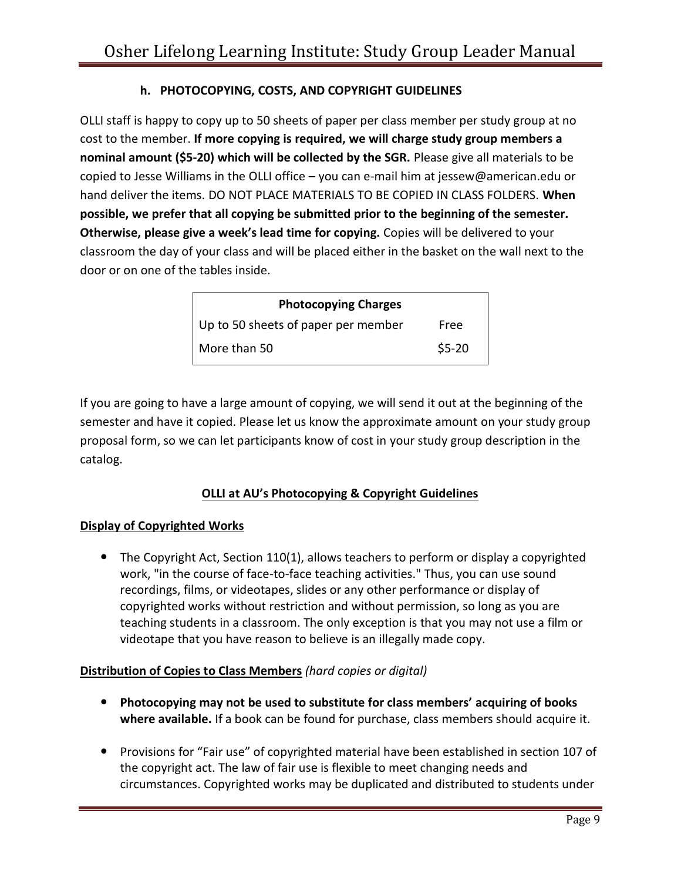### h. PHOTOCOPYING, COSTS, AND COPYRIGHT GUIDELINES

OLLI staff is happy to copy up to 50 sheets of paper per class member per study group at no cost to the member. **If more copying is required, we will charge study group members a nominal amount ($5-20) which will be collected by the SGR.** Please give all materials to be copied to Jesse Williams in the OLLI office – you can e-mail him at jessew@american.edu or hand deliver the items. DO NOT PLACE MATERIALS TO BE COPIED IN CLASS FOLDERS. **When possible, we prefer that all copying be submitted prior to the beginning of the semester. Otherwise, please give a week's lead time for copying.** Copies will be delivered to your classroom the day of your class and will be placed either in the basket on the wall next to the door or on one of the tables inside.

| Photocopying Charges | |
|---|---|
| Up to 50 sheets of paper per member | Free |
| More than 50 | $5-20 |

If you are going to have a large amount of copying, we will send it out at the beginning of the semester and have it copied. Please let us know the approximate amount on your study group proposal form, so we can let participants know of cost in your study group description in the catalog.

**<u>OLLI at AU's Photocopying & Copyright Guidelines</u>**

**<u>Display of Copyrighted Works</u>**

- The Copyright Act, Section 110(1), allows teachers to perform or display a copyrighted work, "in the course of face-to-face teaching activities." Thus, you can use sound recordings, films, or videotapes, slides or any other performance or display of copyrighted works without restriction and without permission, so long as you are teaching students in a classroom. The only exception is that you may not use a film or videotape that you have reason to believe is an illegally made copy.

**<u>Distribution of Copies to Class Members</u>** *(hard copies or digital)*

- **Photocopying may not be used to substitute for class members' acquiring of books where available.** If a book can be found for purchase, class members should acquire it.
- Provisions for "Fair use" of copyrighted material have been established in section 107 of the copyright act. The law of fair use is flexible to meet changing needs and circumstances. Copyrighted works may be duplicated and distributed to students under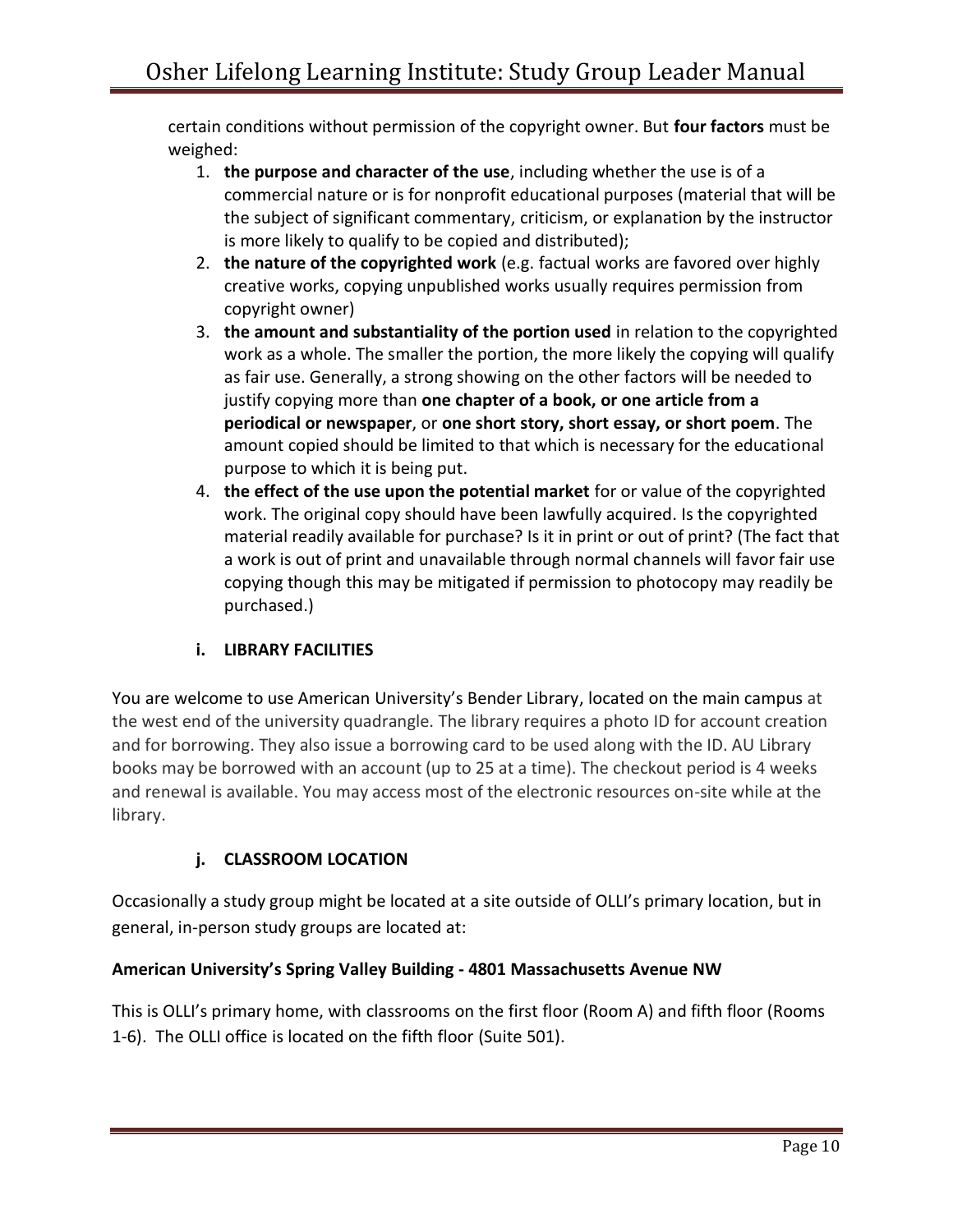certain conditions without permission of the copyright owner. But **four factors** must be weighed:

1. **the purpose and character of the use**, including whether the use is of a commercial nature or is for nonprofit educational purposes (material that will be the subject of significant commentary, criticism, or explanation by the instructor is more likely to qualify to be copied and distributed);
2. **the nature of the copyrighted work** (e.g. factual works are favored over highly creative works, copying unpublished works usually requires permission from copyright owner)
3. **the amount and substantiality of the portion used** in relation to the copyrighted work as a whole. The smaller the portion, the more likely the copying will qualify as fair use. Generally, a strong showing on the other factors will be needed to justify copying more than **one chapter of a book, or one article from a periodical or newspaper**, or **one short story, short essay, or short poem**. The amount copied should be limited to that which is necessary for the educational purpose to which it is being put.
4. **the effect of the use upon the potential market** for or value of the copyrighted work. The original copy should have been lawfully acquired. Is the copyrighted material readily available for purchase? Is it in print or out of print? (The fact that a work is out of print and unavailable through normal channels will favor fair use copying though this may be mitigated if permission to photocopy may readily be purchased.)

### i. LIBRARY FACILITIES

You are welcome to use American University's Bender Library, located on the main campus at the west end of the university quadrangle. The library requires a photo ID for account creation and for borrowing. They also issue a borrowing card to be used along with the ID. AU Library books may be borrowed with an account (up to 25 at a time). The checkout period is 4 weeks and renewal is available. You may access most of the electronic resources on-site while at the library.

### j. CLASSROOM LOCATION

Occasionally a study group might be located at a site outside of OLLI's primary location, but in general, in-person study groups are located at:

**American University's Spring Valley Building - 4801 Massachusetts Avenue NW**

This is OLLI's primary home, with classrooms on the first floor (Room A) and fifth floor (Rooms 1-6). The OLLI office is located on the fifth floor (Suite 501).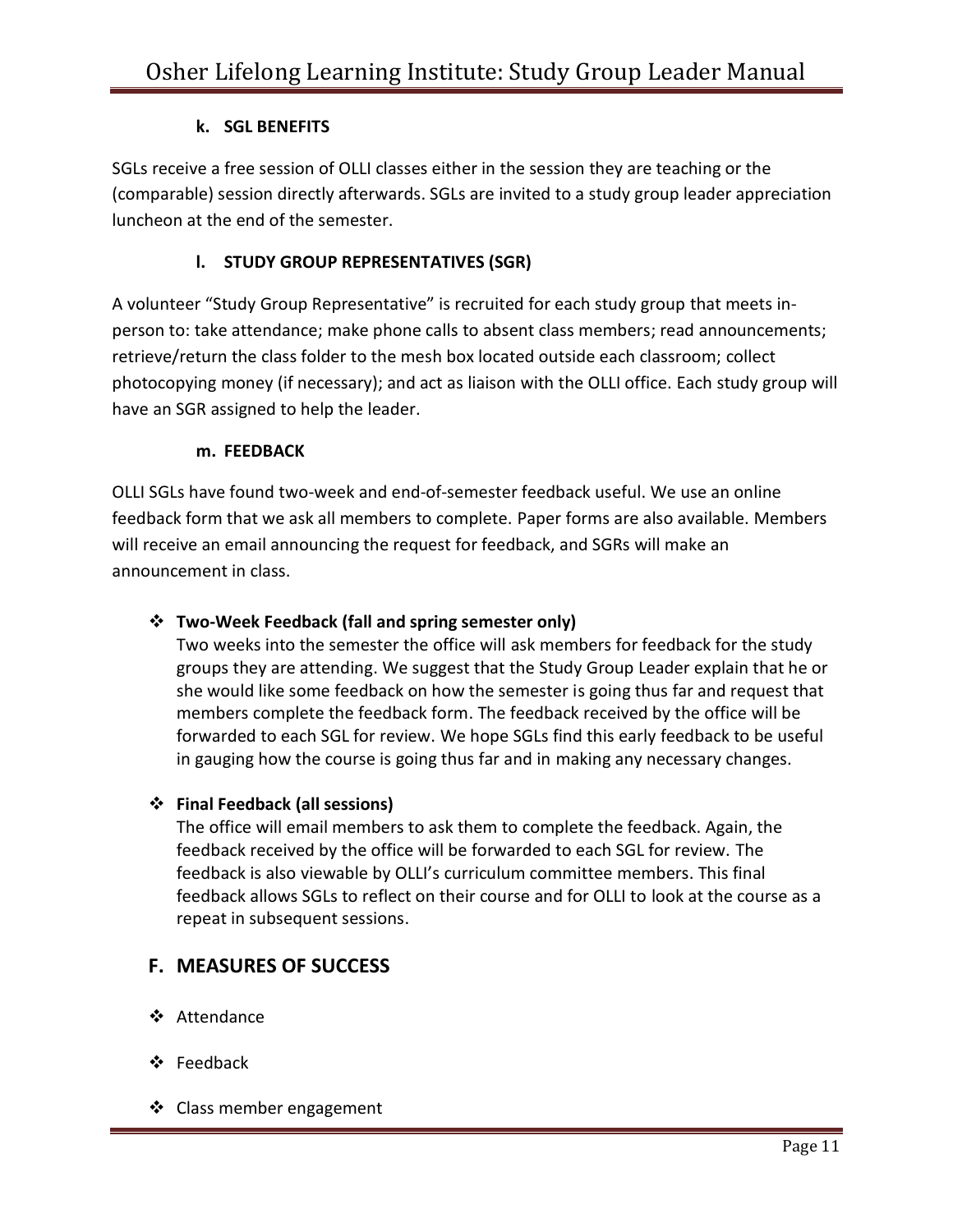#### k. SGL BENEFITS

SGLs receive a free session of OLLI classes either in the session they are teaching or the (comparable) session directly afterwards. SGLs are invited to a study group leader appreciation luncheon at the end of the semester.

#### l. STUDY GROUP REPRESENTATIVES (SGR)

A volunteer "Study Group Representative" is recruited for each study group that meets in-person to: take attendance; make phone calls to absent class members; read announcements; retrieve/return the class folder to the mesh box located outside each classroom; collect photocopying money (if necessary); and act as liaison with the OLLI office. Each study group will have an SGR assigned to help the leader.

#### m. FEEDBACK

OLLI SGLs have found two-week and end-of-semester feedback useful. We use an online feedback form that we ask all members to complete. Paper forms are also available. Members will receive an email announcing the request for feedback, and SGRs will make an announcement in class.

- **Two-Week Feedback (fall and spring semester only)**
  Two weeks into the semester the office will ask members for feedback for the study groups they are attending. We suggest that the Study Group Leader explain that he or she would like some feedback on how the semester is going thus far and request that members complete the feedback form. The feedback received by the office will be forwarded to each SGL for review. We hope SGLs find this early feedback to be useful in gauging how the course is going thus far and in making any necessary changes.

- **Final Feedback (all sessions)**
  The office will email members to ask them to complete the feedback. Again, the feedback received by the office will be forwarded to each SGL for review. The feedback is also viewable by OLLI's curriculum committee members. This final feedback allows SGLs to reflect on their course and for OLLI to look at the course as a repeat in subsequent sessions.

## F. MEASURES OF SUCCESS

- Attendance
- Feedback
- Class member engagement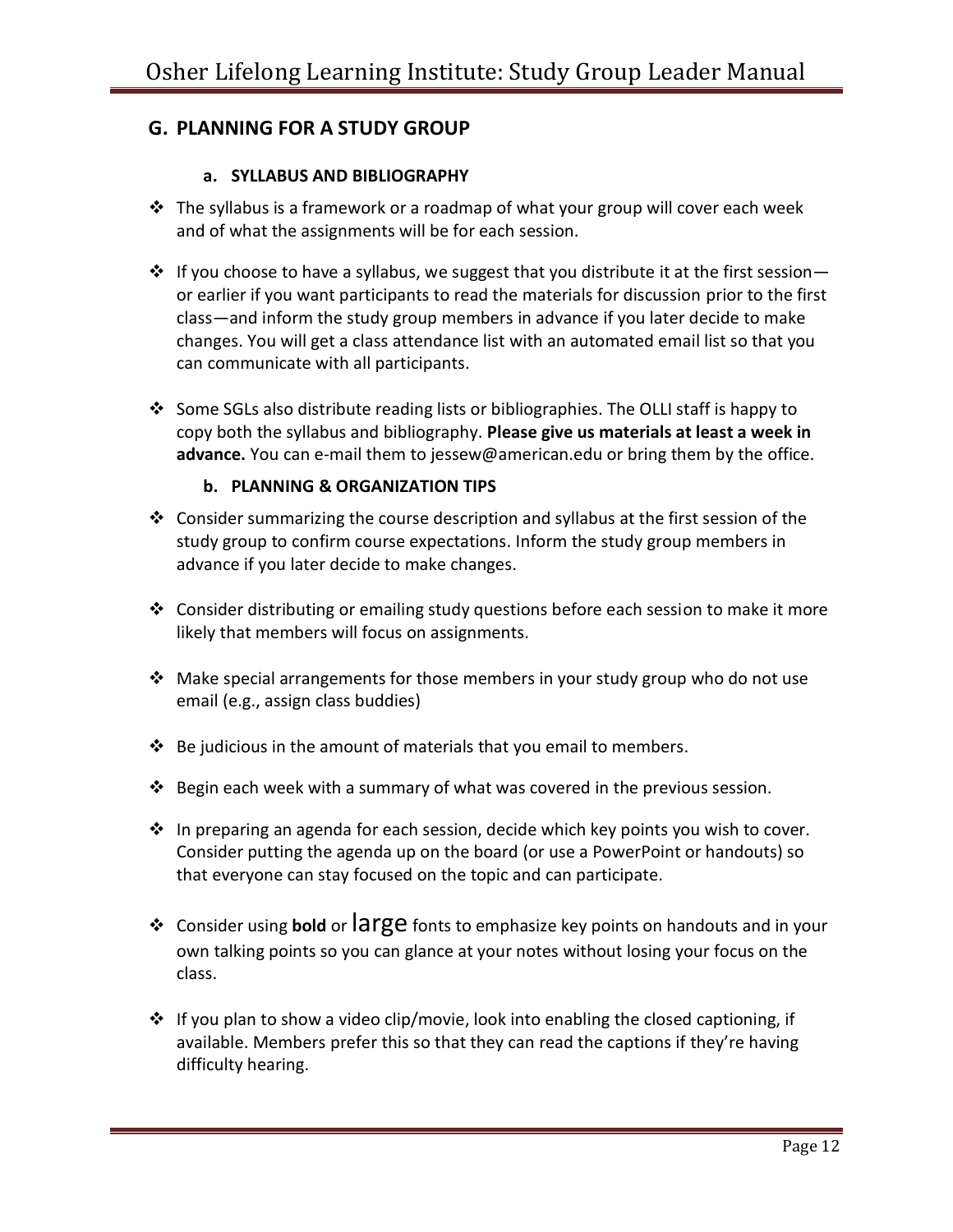## G. PLANNING FOR A STUDY GROUP

### a. SYLLABUS AND BIBLIOGRAPHY

- The syllabus is a framework or a roadmap of what your group will cover each week and of what the assignments will be for each session.
- If you choose to have a syllabus, we suggest that you distribute it at the first session—or earlier if you want participants to read the materials for discussion prior to the first class—and inform the study group members in advance if you later decide to make changes. You will get a class attendance list with an automated email list so that you can communicate with all participants.
- Some SGLs also distribute reading lists or bibliographies. The OLLI staff is happy to copy both the syllabus and bibliography. **Please give us materials at least a week in advance.** You can e-mail them to jessew@american.edu or bring them by the office.

### b. PLANNING & ORGANIZATION TIPS

- Consider summarizing the course description and syllabus at the first session of the study group to confirm course expectations. Inform the study group members in advance if you later decide to make changes.
- Consider distributing or emailing study questions before each session to make it more likely that members will focus on assignments.
- Make special arrangements for those members in your study group who do not use email (e.g., assign class buddies)
- Be judicious in the amount of materials that you email to members.
- Begin each week with a summary of what was covered in the previous session.
- In preparing an agenda for each session, decide which key points you wish to cover. Consider putting the agenda up on the board (or use a PowerPoint or handouts) so that everyone can stay focused on the topic and can participate.
- Consider using **bold** or large fonts to emphasize key points on handouts and in your own talking points so you can glance at your notes without losing your focus on the class.
- If you plan to show a video clip/movie, look into enabling the closed captioning, if available. Members prefer this so that they can read the captions if they're having difficulty hearing.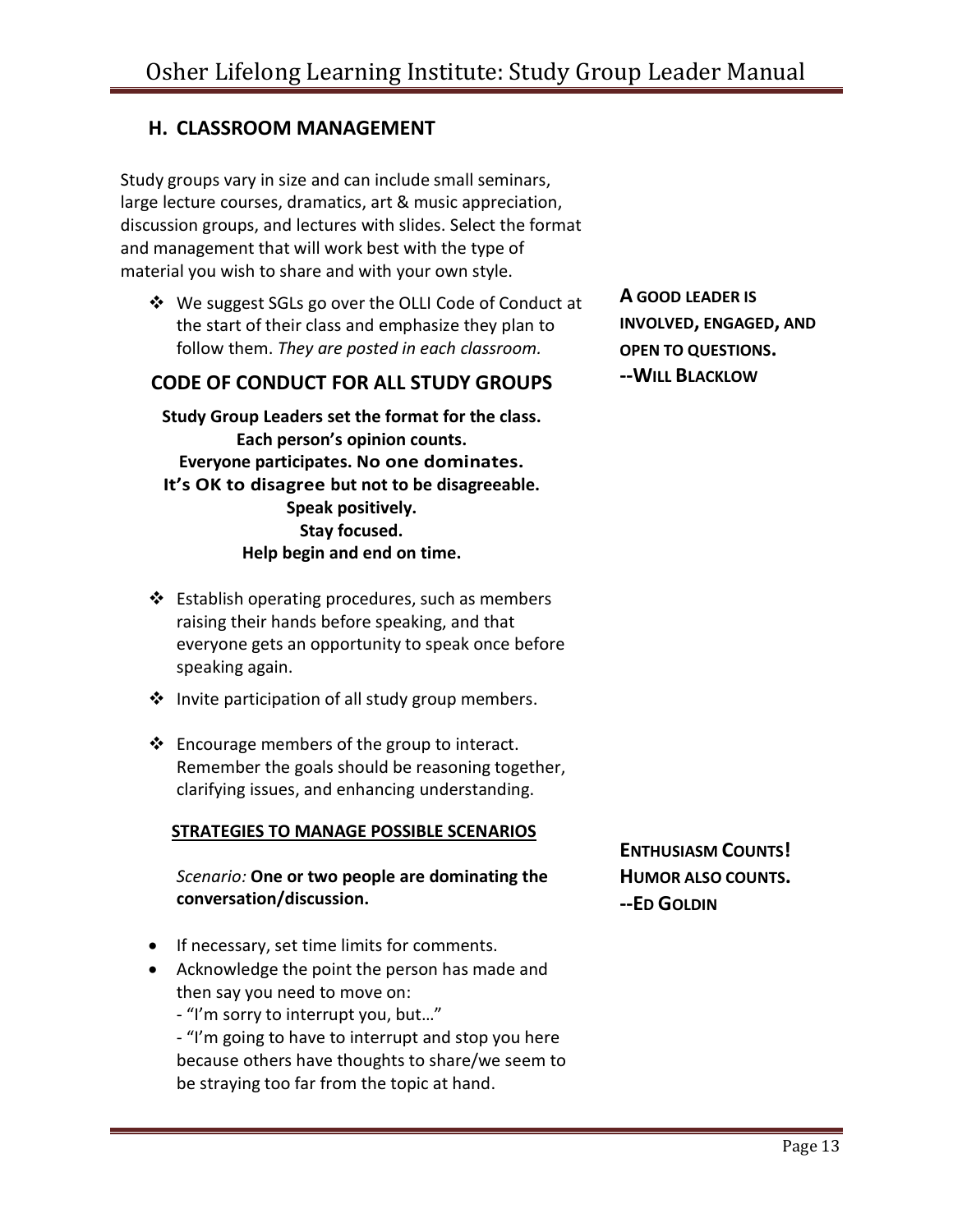## H. CLASSROOM MANAGEMENT

Study groups vary in size and can include small seminars, large lecture courses, dramatics, art & music appreciation, discussion groups, and lectures with slides. Select the format and management that will work best with the type of material you wish to share and with your own style.

- We suggest SGLs go over the OLLI Code of Conduct at the start of their class and emphasize they plan to follow them. *They are posted in each classroom.*

**A GOOD LEADER IS INVOLVED, ENGAGED, AND OPEN TO QUESTIONS.**
**--WILL BLACKLOW**

### CODE OF CONDUCT FOR ALL STUDY GROUPS

**Study Group Leaders set the format for the class.**
**Each person's opinion counts.**
**Everyone participates. No one dominates.**
**It's OK to disagree but not to be disagreeable.**
**Speak positively.**
**Stay focused.**
**Help begin and end on time.**

- Establish operating procedures, such as members raising their hands before speaking, and that everyone gets an opportunity to speak once before speaking again.
- Invite participation of all study group members.
- Encourage members of the group to interact. Remember the goals should be reasoning together, clarifying issues, and enhancing understanding.

**STRATEGIES TO MANAGE POSSIBLE SCENARIOS**

*Scenario:* **One or two people are dominating the conversation/discussion.**

**ENTHUSIASM COUNTS!**
**HUMOR ALSO COUNTS.**
**--ED GOLDIN**

- If necessary, set time limits for comments.
- Acknowledge the point the person has made and then say you need to move on:
  - "I'm sorry to interrupt you, but…"
  - "I'm going to have to interrupt and stop you here because others have thoughts to share/we seem to be straying too far from the topic at hand.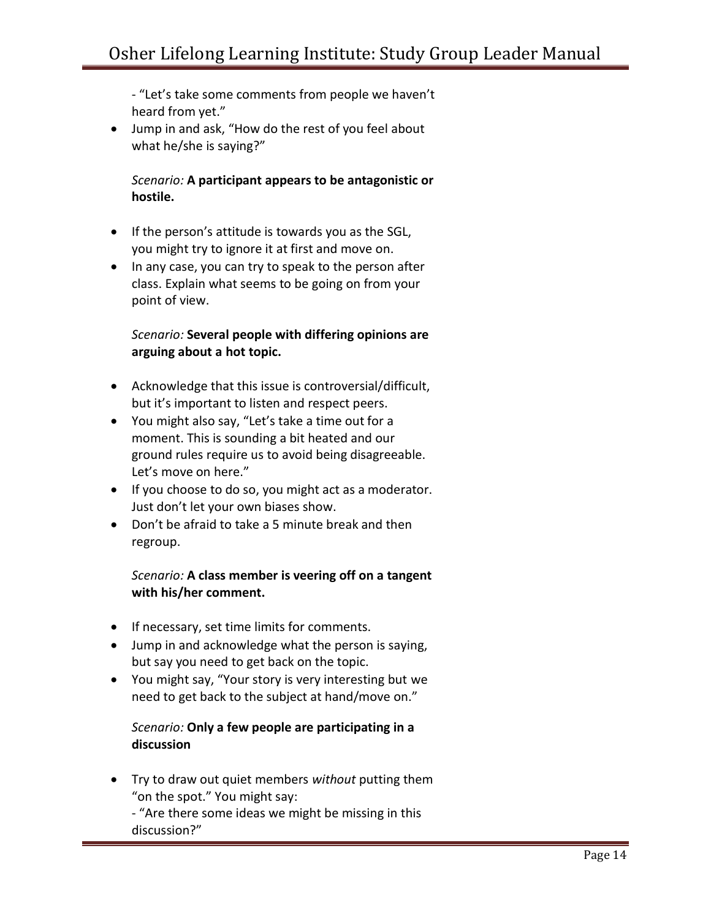- "Let's take some comments from people we haven't heard from yet."

- Jump in and ask, "How do the rest of you feel about what he/she is saying?"

*Scenario:* **A participant appears to be antagonistic or hostile.**

- If the person's attitude is towards you as the SGL, you might try to ignore it at first and move on.
- In any case, you can try to speak to the person after class. Explain what seems to be going on from your point of view.

*Scenario:* **Several people with differing opinions are arguing about a hot topic.**

- Acknowledge that this issue is controversial/difficult, but it's important to listen and respect peers.
- You might also say, "Let's take a time out for a moment. This is sounding a bit heated and our ground rules require us to avoid being disagreeable. Let's move on here."
- If you choose to do so, you might act as a moderator. Just don't let your own biases show.
- Don't be afraid to take a 5 minute break and then regroup.

*Scenario:* **A class member is veering off on a tangent with his/her comment.**

- If necessary, set time limits for comments.
- Jump in and acknowledge what the person is saying, but say you need to get back on the topic.
- You might say, "Your story is very interesting but we need to get back to the subject at hand/move on."

*Scenario:* **Only a few people are participating in a discussion**

- Try to draw out quiet members *without* putting them "on the spot." You might say:
  - "Are there some ideas we might be missing in this discussion?"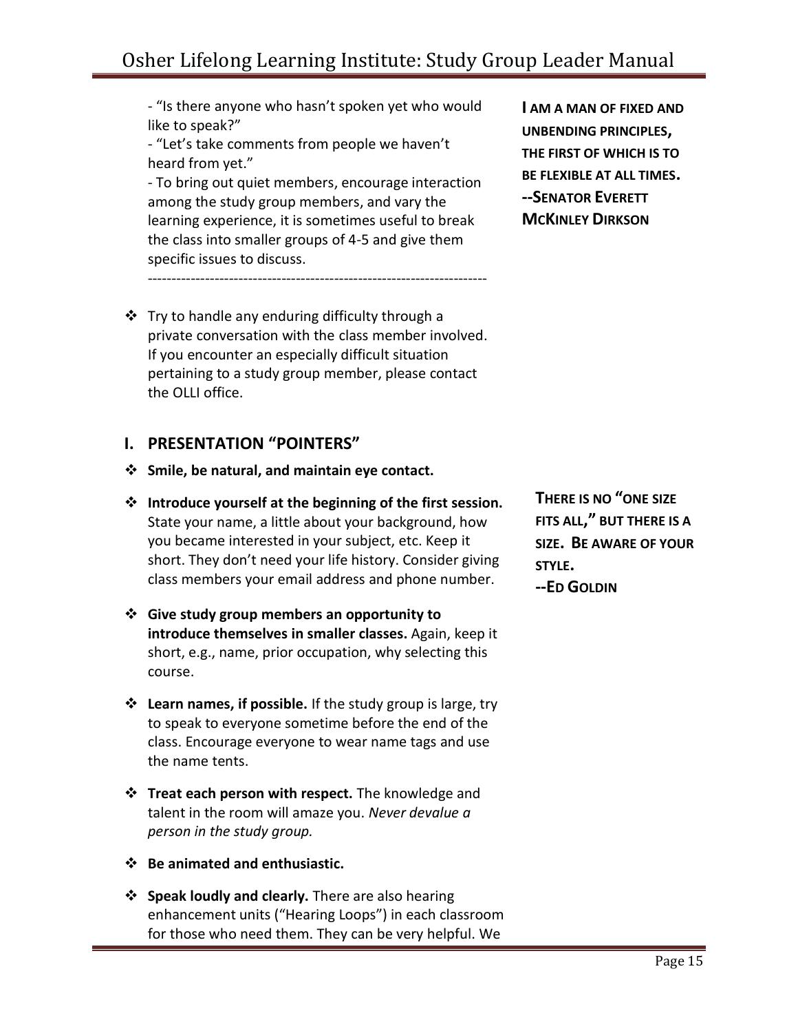- "Is there anyone who hasn't spoken yet who would like to speak?"
- "Let's take comments from people we haven't heard from yet."
- To bring out quiet members, encourage interaction among the study group members, and vary the learning experience, it is sometimes useful to break the class into smaller groups of 4-5 and give them specific issues to discuss.

---

> **I AM A MAN OF FIXED AND UNBENDING PRINCIPLES, THE FIRST OF WHICH IS TO BE FLEXIBLE AT ALL TIMES.**
> **--SENATOR EVERETT MCKINLEY DIRKSON**

- Try to handle any enduring difficulty through a private conversation with the class member involved. If you encounter an especially difficult situation pertaining to a study group member, please contact the OLLI office.

## I. PRESENTATION "POINTERS"

- **Smile, be natural, and maintain eye contact.**
- **Introduce yourself at the beginning of the first session.** State your name, a little about your background, how you became interested in your subject, etc. Keep it short. They don't need your life history. Consider giving class members your email address and phone number.

> **THERE IS NO "ONE SIZE FITS ALL," BUT THERE IS A SIZE. BE AWARE OF YOUR STYLE.**
> **--ED GOLDIN**

- **Give study group members an opportunity to introduce themselves in smaller classes.** Again, keep it short, e.g., name, prior occupation, why selecting this course.
- **Learn names, if possible.** If the study group is large, try to speak to everyone sometime before the end of the class. Encourage everyone to wear name tags and use the name tents.
- **Treat each person with respect.** The knowledge and talent in the room will amaze you. *Never devalue a person in the study group.*
- **Be animated and enthusiastic.**
- **Speak loudly and clearly.** There are also hearing enhancement units ("Hearing Loops") in each classroom for those who need them. They can be very helpful. We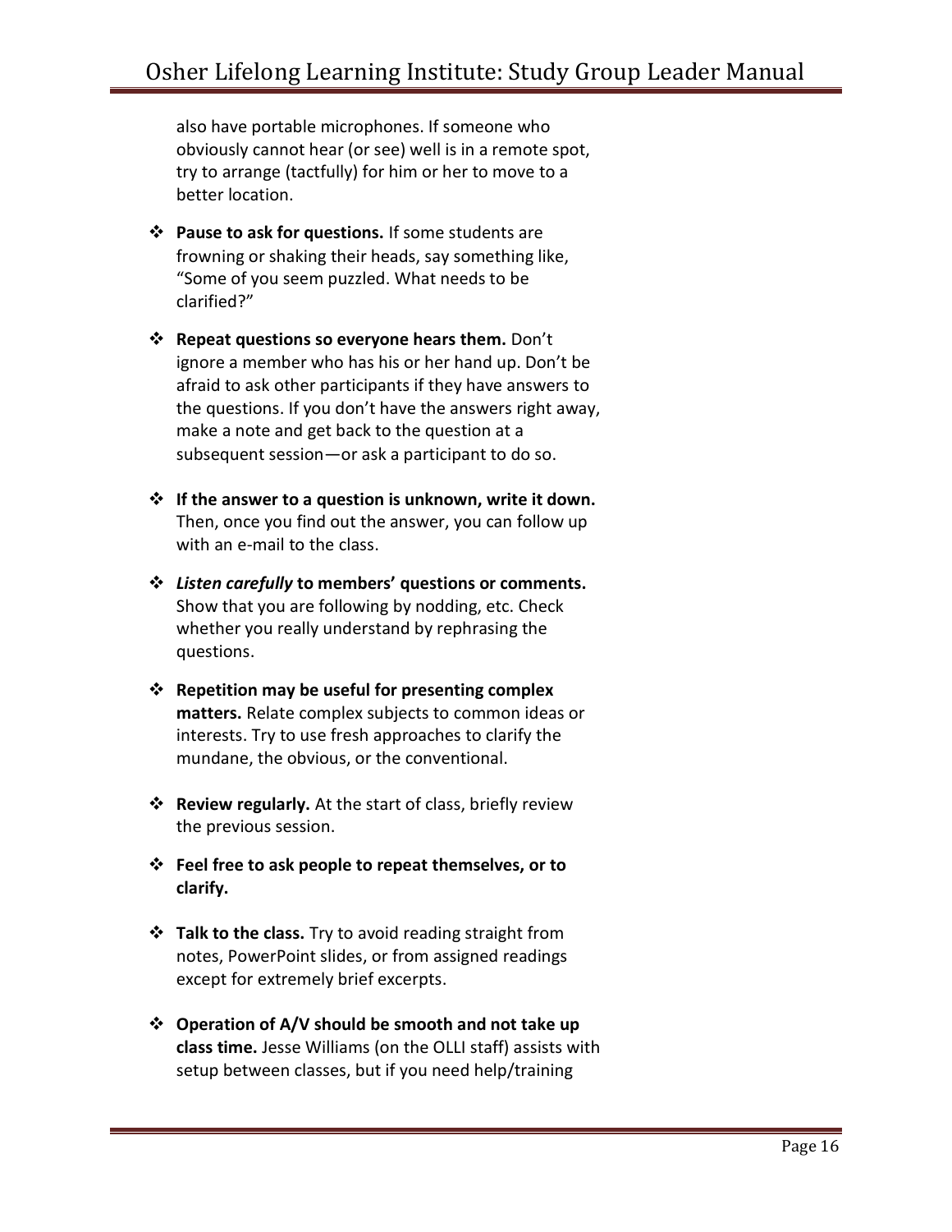also have portable microphones. If someone who obviously cannot hear (or see) well is in a remote spot, try to arrange (tactfully) for him or her to move to a better location.

- **Pause to ask for questions.** If some students are frowning or shaking their heads, say something like, "Some of you seem puzzled. What needs to be clarified?"

- **Repeat questions so everyone hears them.** Don't ignore a member who has his or her hand up. Don't be afraid to ask other participants if they have answers to the questions. If you don't have the answers right away, make a note and get back to the question at a subsequent session—or ask a participant to do so.

- **If the answer to a question is unknown, write it down.** Then, once you find out the answer, you can follow up with an e-mail to the class.

- ***Listen carefully* to members' questions or comments.** Show that you are following by nodding, etc. Check whether you really understand by rephrasing the questions.

- **Repetition may be useful for presenting complex matters.** Relate complex subjects to common ideas or interests. Try to use fresh approaches to clarify the mundane, the obvious, or the conventional.

- **Review regularly.** At the start of class, briefly review the previous session.

- **Feel free to ask people to repeat themselves, or to clarify.**

- **Talk to the class.** Try to avoid reading straight from notes, PowerPoint slides, or from assigned readings except for extremely brief excerpts.

- **Operation of A/V should be smooth and not take up class time.** Jesse Williams (on the OLLI staff) assists with setup between classes, but if you need help/training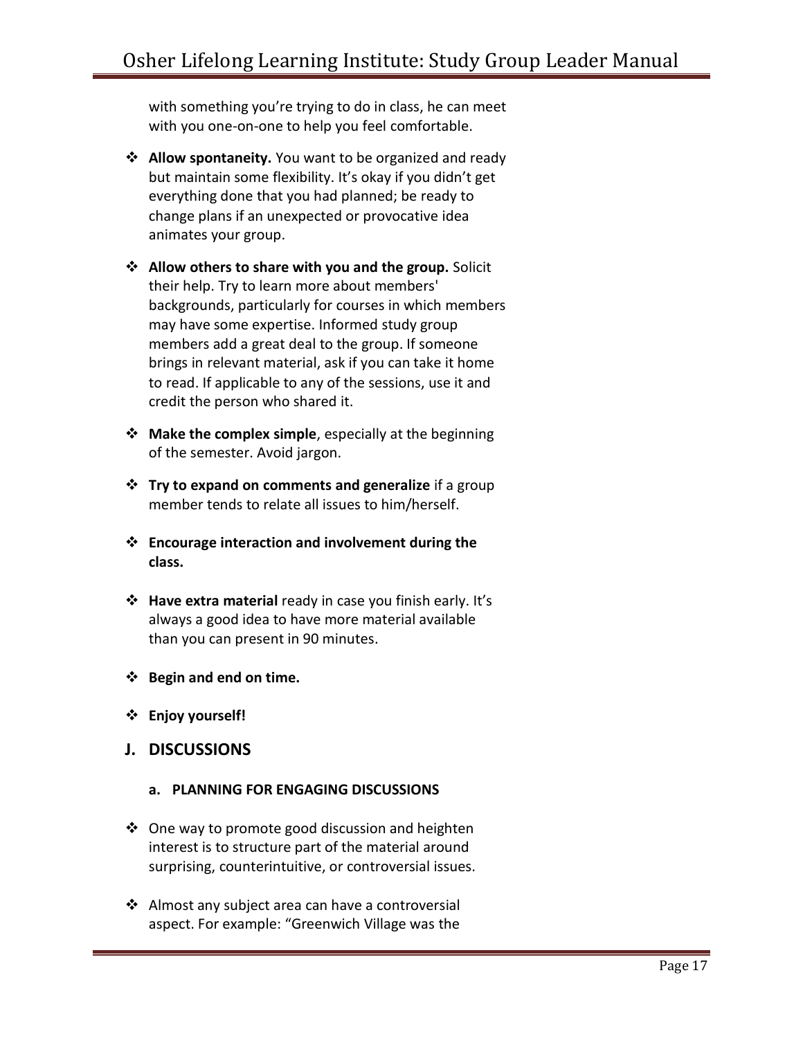with something you're trying to do in class, he can meet with you one-on-one to help you feel comfortable.

- **Allow spontaneity.** You want to be organized and ready but maintain some flexibility. It's okay if you didn't get everything done that you had planned; be ready to change plans if an unexpected or provocative idea animates your group.

- **Allow others to share with you and the group.** Solicit their help. Try to learn more about members' backgrounds, particularly for courses in which members may have some expertise. Informed study group members add a great deal to the group. If someone brings in relevant material, ask if you can take it home to read. If applicable to any of the sessions, use it and credit the person who shared it.

- **Make the complex simple**, especially at the beginning of the semester. Avoid jargon.

- **Try to expand on comments and generalize** if a group member tends to relate all issues to him/herself.

- **Encourage interaction and involvement during the class.**

- **Have extra material** ready in case you finish early. It's always a good idea to have more material available than you can present in 90 minutes.

- **Begin and end on time.**

- **Enjoy yourself!**

## J. DISCUSSIONS

### a. PLANNING FOR ENGAGING DISCUSSIONS

- One way to promote good discussion and heighten interest is to structure part of the material around surprising, counterintuitive, or controversial issues.

- Almost any subject area can have a controversial aspect. For example: "Greenwich Village was the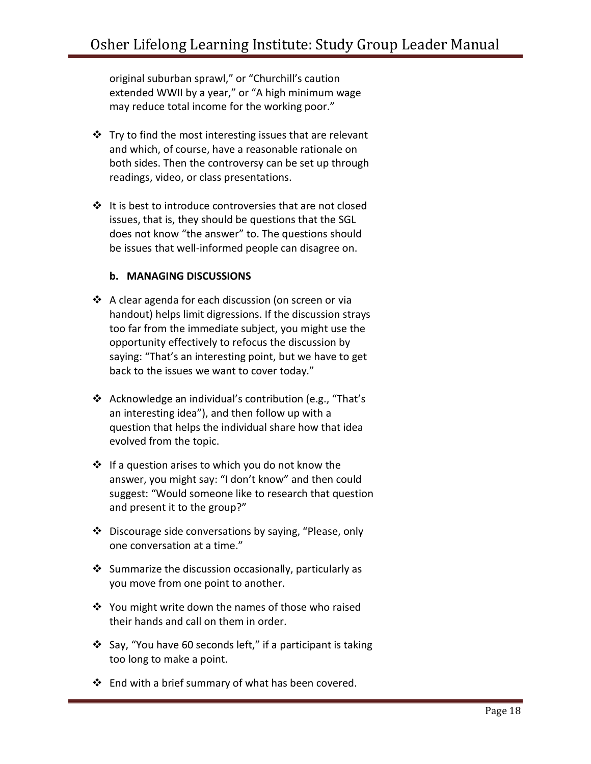original suburban sprawl," or "Churchill's caution extended WWII by a year," or "A high minimum wage may reduce total income for the working poor."

- Try to find the most interesting issues that are relevant and which, of course, have a reasonable rationale on both sides. Then the controversy can be set up through readings, video, or class presentations.

- It is best to introduce controversies that are not closed issues, that is, they should be questions that the SGL does not know "the answer" to. The questions should be issues that well-informed people can disagree on.

#### b. MANAGING DISCUSSIONS

- A clear agenda for each discussion (on screen or via handout) helps limit digressions. If the discussion strays too far from the immediate subject, you might use the opportunity effectively to refocus the discussion by saying: "That's an interesting point, but we have to get back to the issues we want to cover today."

- Acknowledge an individual's contribution (e.g., "That's an interesting idea"), and then follow up with a question that helps the individual share how that idea evolved from the topic.

- If a question arises to which you do not know the answer, you might say: "I don't know" and then could suggest: "Would someone like to research that question and present it to the group?"

- Discourage side conversations by saying, "Please, only one conversation at a time."

- Summarize the discussion occasionally, particularly as you move from one point to another.

- You might write down the names of those who raised their hands and call on them in order.

- Say, "You have 60 seconds left," if a participant is taking too long to make a point.

- End with a brief summary of what has been covered.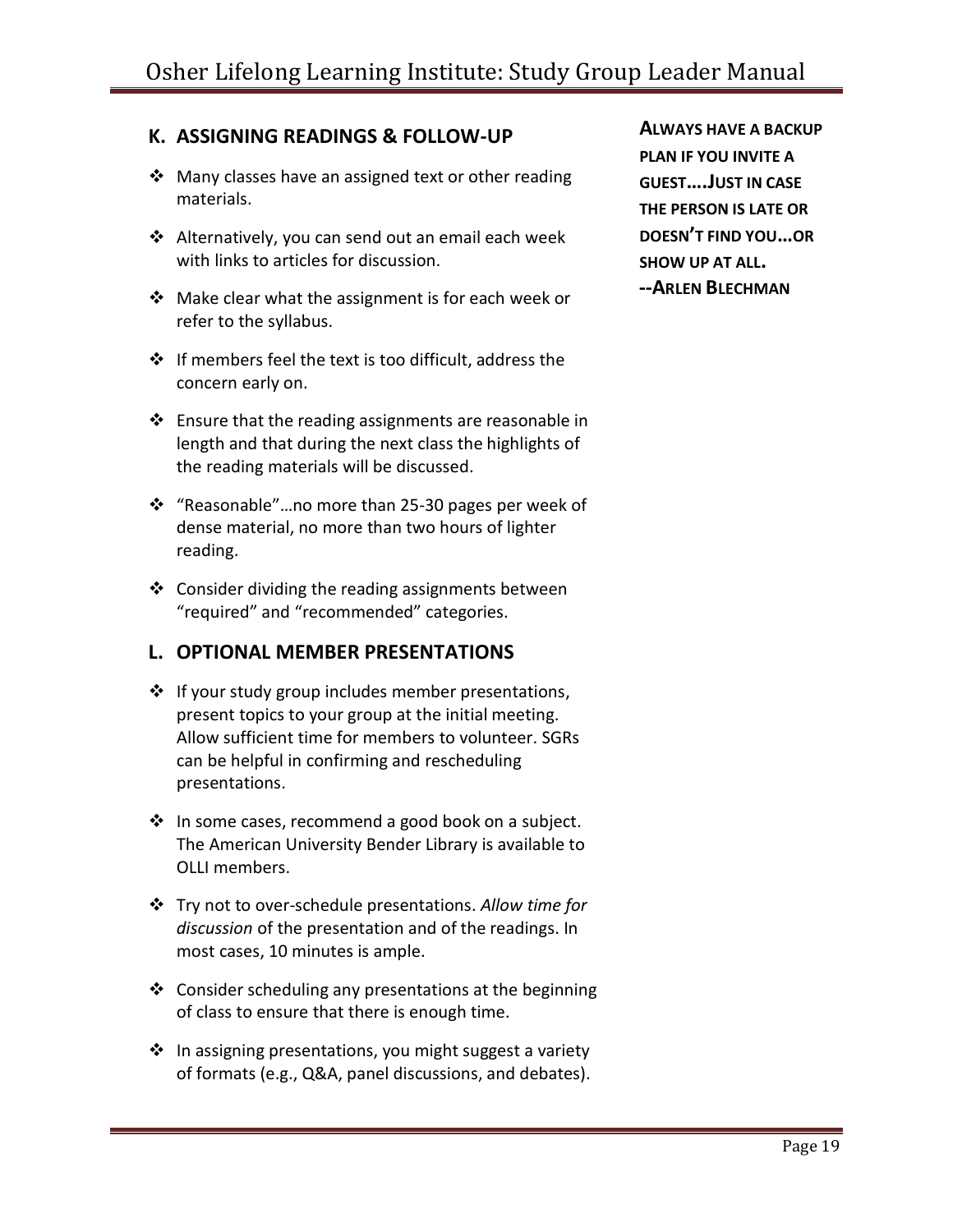## K. ASSIGNING READINGS & FOLLOW-UP

- Many classes have an assigned text or other reading materials.
- Alternatively, you can send out an email each week with links to articles for discussion.
- Make clear what the assignment is for each week or refer to the syllabus.
- If members feel the text is too difficult, address the concern early on.
- Ensure that the reading assignments are reasonable in length and that during the next class the highlights of the reading materials will be discussed.
- "Reasonable"…no more than 25-30 pages per week of dense material, no more than two hours of lighter reading.
- Consider dividing the reading assignments between "required" and "recommended" categories.

## L. OPTIONAL MEMBER PRESENTATIONS

- If your study group includes member presentations, present topics to your group at the initial meeting. Allow sufficient time for members to volunteer. SGRs can be helpful in confirming and rescheduling presentations.
- In some cases, recommend a good book on a subject. The American University Bender Library is available to OLLI members.
- Try not to over-schedule presentations. *Allow time for discussion* of the presentation and of the readings. In most cases, 10 minutes is ample.
- Consider scheduling any presentations at the beginning of class to ensure that there is enough time.
- In assigning presentations, you might suggest a variety of formats (e.g., Q&A, panel discussions, and debates).

**ALWAYS HAVE A BACKUP PLAN IF YOU INVITE A GUEST….JUST IN CASE THE PERSON IS LATE OR DOESN'T FIND YOU…OR SHOW UP AT ALL.**
**--ARLEN BLECHMAN**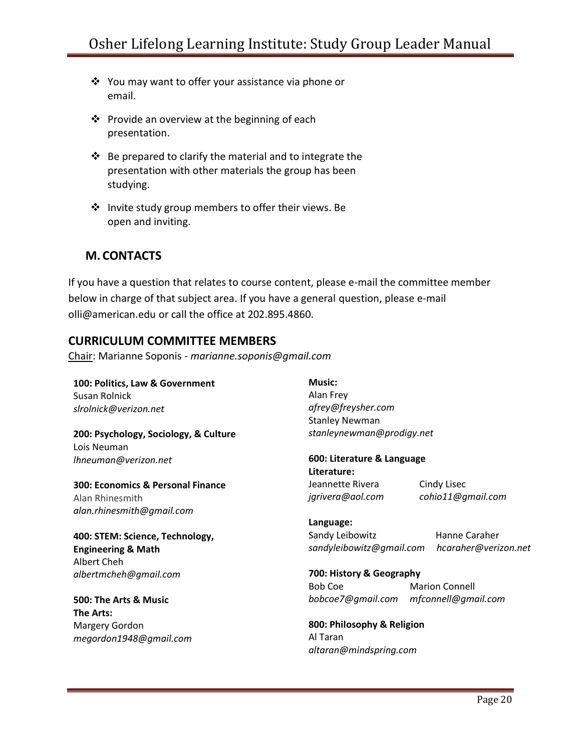- You may want to offer your assistance via phone or email.
- Provide an overview at the beginning of each presentation.
- Be prepared to clarify the material and to integrate the presentation with other materials the group has been studying.
- Invite study group members to offer their views. Be open and inviting.

## M. CONTACTS

If you have a question that relates to course content, please e-mail the committee member below in charge of that subject area. If you have a general question, please e-mail olli@american.edu or call the office at 202.895.4860.

## CURRICULUM COMMITTEE MEMBERS

Chair: Marianne Soponis - *marianne.soponis@gmail.com*

**100: Politics, Law & Government**
Susan Rolnick
*slrolnick@verizon.net*

**200: Psychology, Sociology, & Culture**
Lois Neuman
*lhneuman@verizon.net*

**300: Economics & Personal Finance**
Alan Rhinesmith
*alan.rhinesmith@gmail.com*

**400: STEM: Science, Technology, Engineering & Math**
Albert Cheh
*albertmcheh@gmail.com*

**500: The Arts & Music**

**The Arts:**
Margery Gordon
*megordon1948@gmail.com*

**Music:**
Alan Frey
*afrey@freysher.com*
Stanley Newman
*stanleynewman@prodigy.net*

**600: Literature & Language**

**Literature:**
Jeannette Rivera
*jgrivera@aol.com*
Cindy Lisec
*cohio11@gmail.com*

**Language:**
Sandy Leibowitz
*sandyleibowitz@gmail.com*
Hanne Caraher
*hcaraher@verizon.net*

**700: History & Geography**
Bob Coe
*bobcoe7@gmail.com*
Marion Connell
*mfconnell@gmail.com*

**800: Philosophy & Religion**
Al Taran
*altaran@mindspring.com*